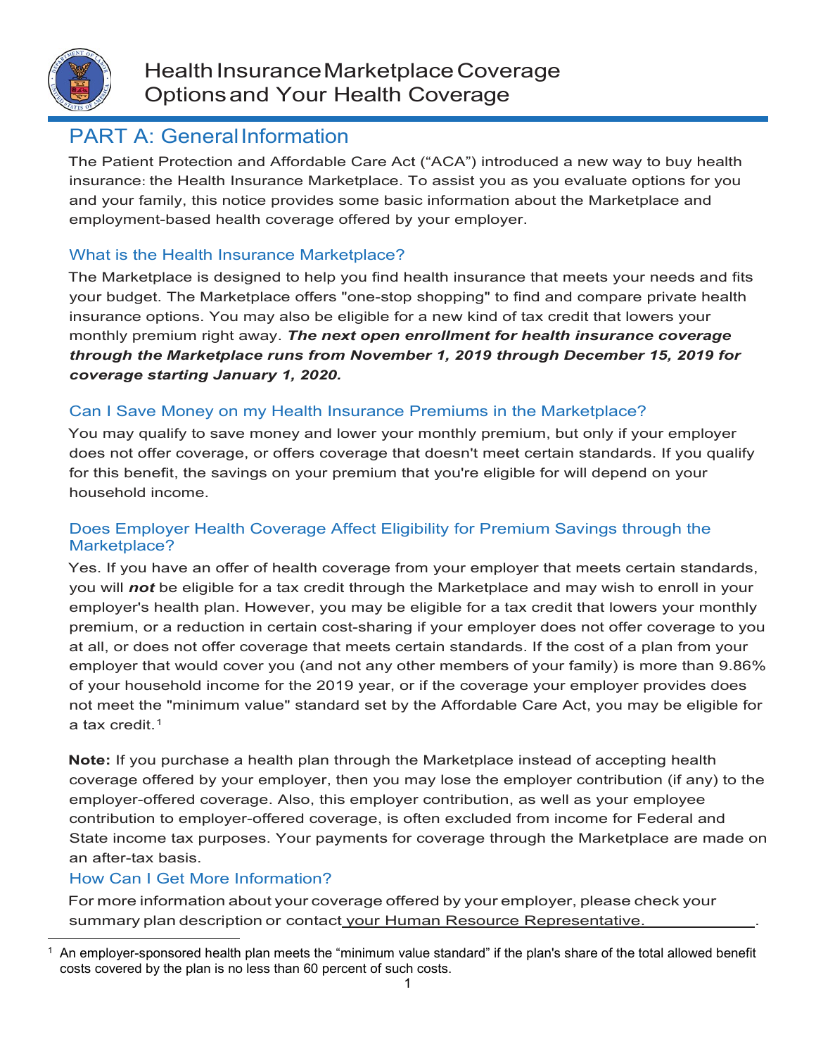# Health Insurance Marketplace Coverage Options and Your Health Coverage

## PART A: General Information

The Patient Protection and Affordable Care Act ("ACA") introduced a new way to buy health insurance: the Health Insurance Marketplace. To assist you as you evaluate options for you and your family, this notice provides some basic information about the Marketplace and employment-based health coverage offered by your employer.

### What is the Health Insurance Marketplace?

The Marketplace is designed to help you find health insurance that meets your needs and fits your budget. The Marketplace offers "one-stop shopping" to find and compare private health insurance options. You may also be eligible for a new kind of tax credit that lowers your monthly premium right away. ***The next open enrollment for health insurance coverage through the Marketplace runs from November 1, 2019 through December 15, 2019 for coverage starting January 1, 2020.***

### Can I Save Money on my Health Insurance Premiums in the Marketplace?

You may qualify to save money and lower your monthly premium, but only if your employer does not offer coverage, or offers coverage that doesn't meet certain standards. If you qualify for this benefit, the savings on your premium that you're eligible for will depend on your household income.

### Does Employer Health Coverage Affect Eligibility for Premium Savings through the Marketplace?

Yes. If you have an offer of health coverage from your employer that meets certain standards, you will ***not*** be eligible for a tax credit through the Marketplace and may wish to enroll in your employer's health plan. However, you may be eligible for a tax credit that lowers your monthly premium, or a reduction in certain cost-sharing if your employer does not offer coverage to you at all, or does not offer coverage that meets certain standards. If the cost of a plan from your employer that would cover you (and not any other members of your family) is more than 9.86% of your household income for the 2019 year, or if the coverage your employer provides does not meet the "minimum value" standard set by the Affordable Care Act, you may be eligible for a tax credit.[1]

**Note:** If you purchase a health plan through the Marketplace instead of accepting health coverage offered by your employer, then you may lose the employer contribution (if any) to the employer-offered coverage. Also, this employer contribution, as well as your employee contribution to employer-offered coverage, is often excluded from income for Federal and State income tax purposes. Your payments for coverage through the Marketplace are made on an after-tax basis.

### How Can I Get More Information?

For more information about your coverage offered by your employer, please check your summary plan description or contact your Human Resource Representative.

[1] An employer-sponsored health plan meets the "minimum value standard" if the plan's share of the total allowed benefit costs covered by the plan is no less than 60 percent of such costs.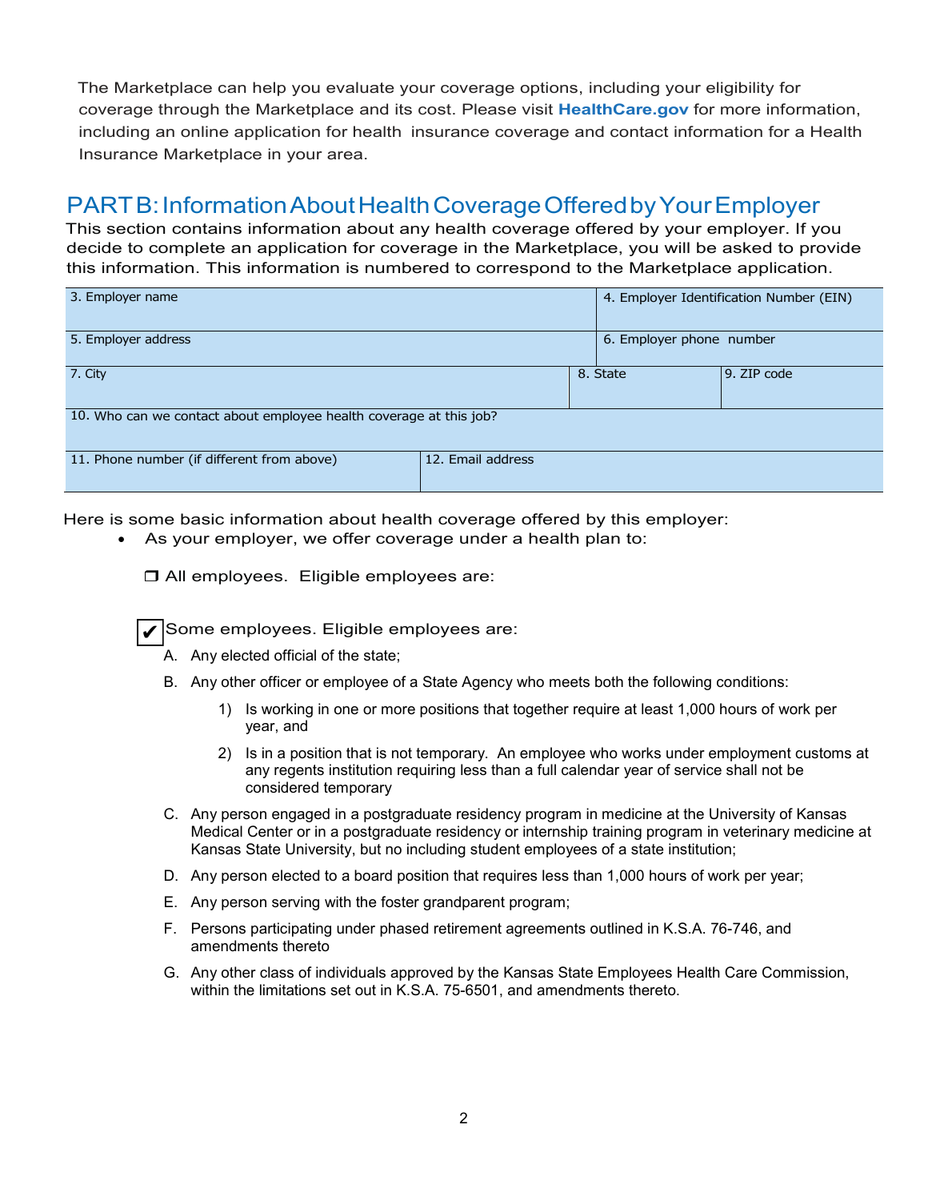The Marketplace can help you evaluate your coverage options, including your eligibility for coverage through the Marketplace and its cost. Please visit **HealthCare.gov** for more information, including an online application for health insurance coverage and contact information for a Health Insurance Marketplace in your area.

## PART B: Information About Health Coverage Offered by Your Employer

This section contains information about any health coverage offered by your employer. If you decide to complete an application for coverage in the Marketplace, you will be asked to provide this information. This information is numbered to correspond to the Marketplace application.

| 3. Employer name | | 4. Employer Identification Number (EIN) |
|---|---|---|
| 5. Employer address | | 6. Employer phone number |
| 7. City | 8. State | 9. ZIP code |
| 10. Who can we contact about employee health coverage at this job? | | |
| 11. Phone number (if different from above) | 12. Email address | |

Here is some basic information about health coverage offered by this employer:

- As your employer, we offer coverage under a health plan to:

  ☐ All employees. Eligible employees are:

  ☑ Some employees. Eligible employees are:

  A. Any elected official of the state;

  B. Any other officer or employee of a State Agency who meets both the following conditions:

     1) Is working in one or more positions that together require at least 1,000 hours of work per year, and

     2) Is in a position that is not temporary. An employee who works under employment customs at any regents institution requiring less than a full calendar year of service shall not be considered temporary

  C. Any person engaged in a postgraduate residency program in medicine at the University of Kansas Medical Center or in a postgraduate residency or internship training program in veterinary medicine at Kansas State University, but no including student employees of a state institution;

  D. Any person elected to a board position that requires less than 1,000 hours of work per year;

  E. Any person serving with the foster grandparent program;

  F. Persons participating under phased retirement agreements outlined in K.S.A. 76-746, and amendments thereto

  G. Any other class of individuals approved by the Kansas State Employees Health Care Commission, within the limitations set out in K.S.A. 75-6501, and amendments thereto.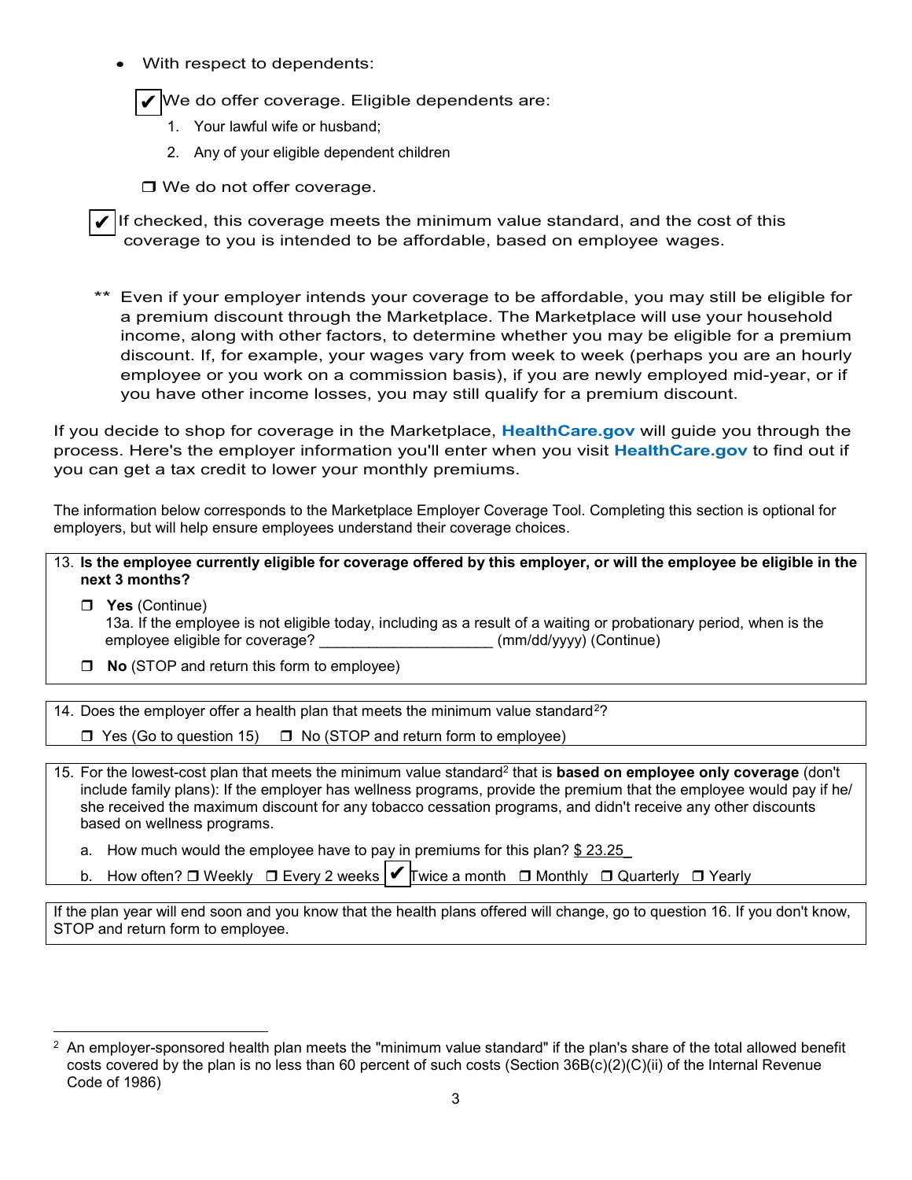- With respect to dependents:

  ☑ We do offer coverage. Eligible dependents are:
  1. Your lawful wife or husband;
  2. Any of your eligible dependent children

  ☐ We do not offer coverage.

☑ If checked, this coverage meets the minimum value standard, and the cost of this coverage to you is intended to be affordable, based on employee wages.

** Even if your employer intends your coverage to be affordable, you may still be eligible for a premium discount through the Marketplace. The Marketplace will use your household income, along with other factors, to determine whether you may be eligible for a premium discount. If, for example, your wages vary from week to week (perhaps you are an hourly employee or you work on a commission basis), if you are newly employed mid-year, or if you have other income losses, you may still qualify for a premium discount.

If you decide to shop for coverage in the Marketplace, **HealthCare.gov** will guide you through the process. Here's the employer information you'll enter when you visit **HealthCare.gov** to find out if you can get a tax credit to lower your monthly premiums.

The information below corresponds to the Marketplace Employer Coverage Tool. Completing this section is optional for employers, but will help ensure employees understand their coverage choices.

13. **Is the employee currently eligible for coverage offered by this employer, or will the employee be eligible in the next 3 months?**

    ☐ **Yes** (Continue)
    13a. If the employee is not eligible today, including as a result of a waiting or probationary period, when is the employee eligible for coverage? ____________________ (mm/dd/yyyy) (Continue)

    ☐ **No** (STOP and return this form to employee)

14. Does the employer offer a health plan that meets the minimum value standard[2]?

    ☐ Yes (Go to question 15) ☐ No (STOP and return form to employee)

15. For the lowest-cost plan that meets the minimum value standard[2] that is **based on employee only coverage** (don't include family plans): If the employer has wellness programs, provide the premium that the employee would pay if he/ she received the maximum discount for any tobacco cessation programs, and didn't receive any other discounts based on wellness programs.

    a. How much would the employee have to pay in premiums for this plan? $ 23.25

    b. How often? ☐ Weekly ☐ Every 2 weeks ☑ Twice a month ☐ Monthly ☐ Quarterly ☐ Yearly

If the plan year will end soon and you know that the health plans offered will change, go to question 16. If you don't know, STOP and return form to employee.

---

[2] An employer-sponsored health plan meets the "minimum value standard" if the plan's share of the total allowed benefit costs covered by the plan is no less than 60 percent of such costs (Section 36B(c)(2)(C)(ii) of the Internal Revenue Code of 1986)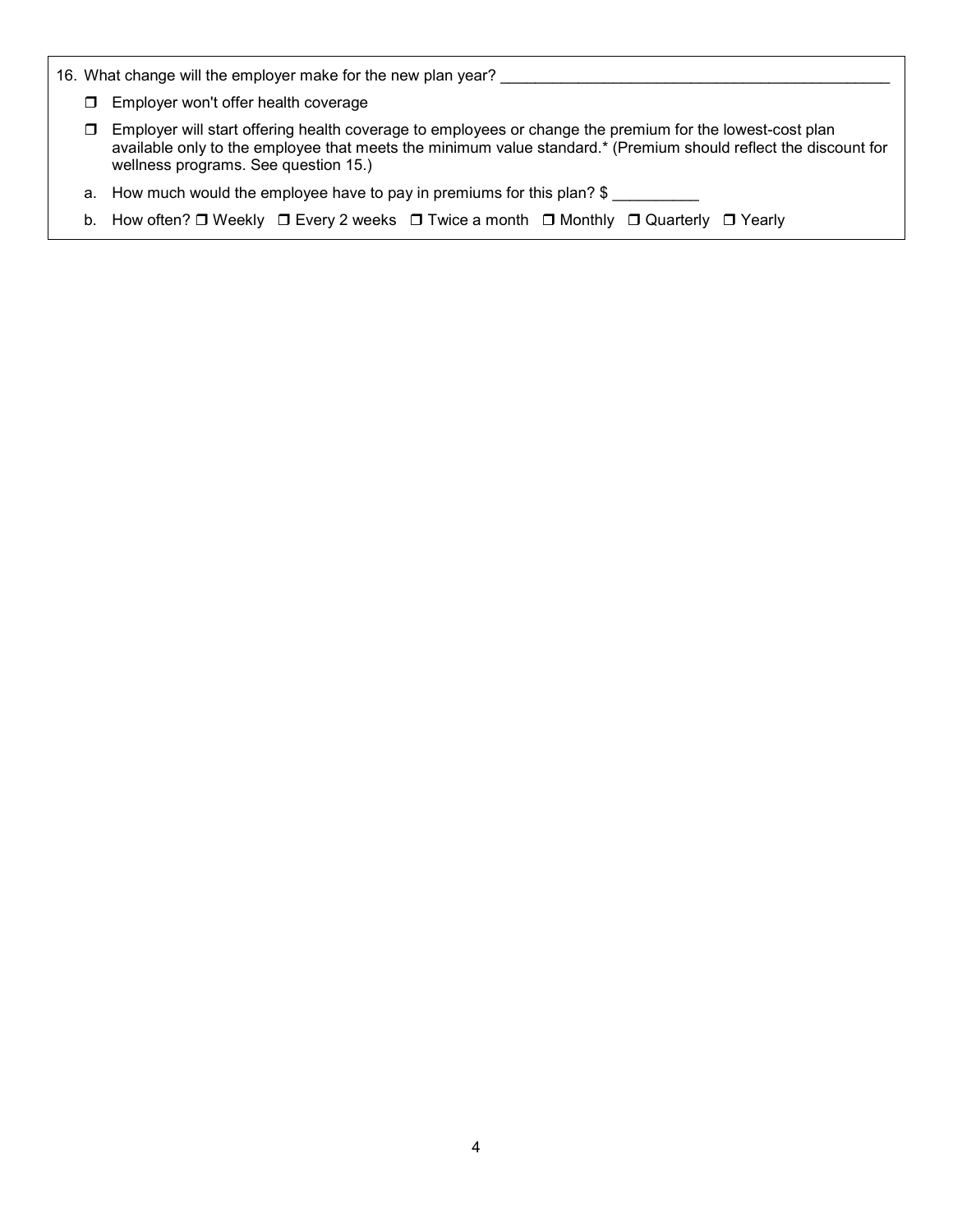16. What change will the employer make for the new plan year? _______________________________________________

- ❒ Employer won't offer health coverage
- ❒ Employer will start offering health coverage to employees or change the premium for the lowest-cost plan available only to the employee that meets the minimum value standard.* (Premium should reflect the discount for wellness programs. See question 15.)

a. How much would the employee have to pay in premiums for this plan? $ __________

b. How often? ❒ Weekly ❒ Every 2 weeks ❒ Twice a month ❒ Monthly ❒ Quarterly ❒ Yearly